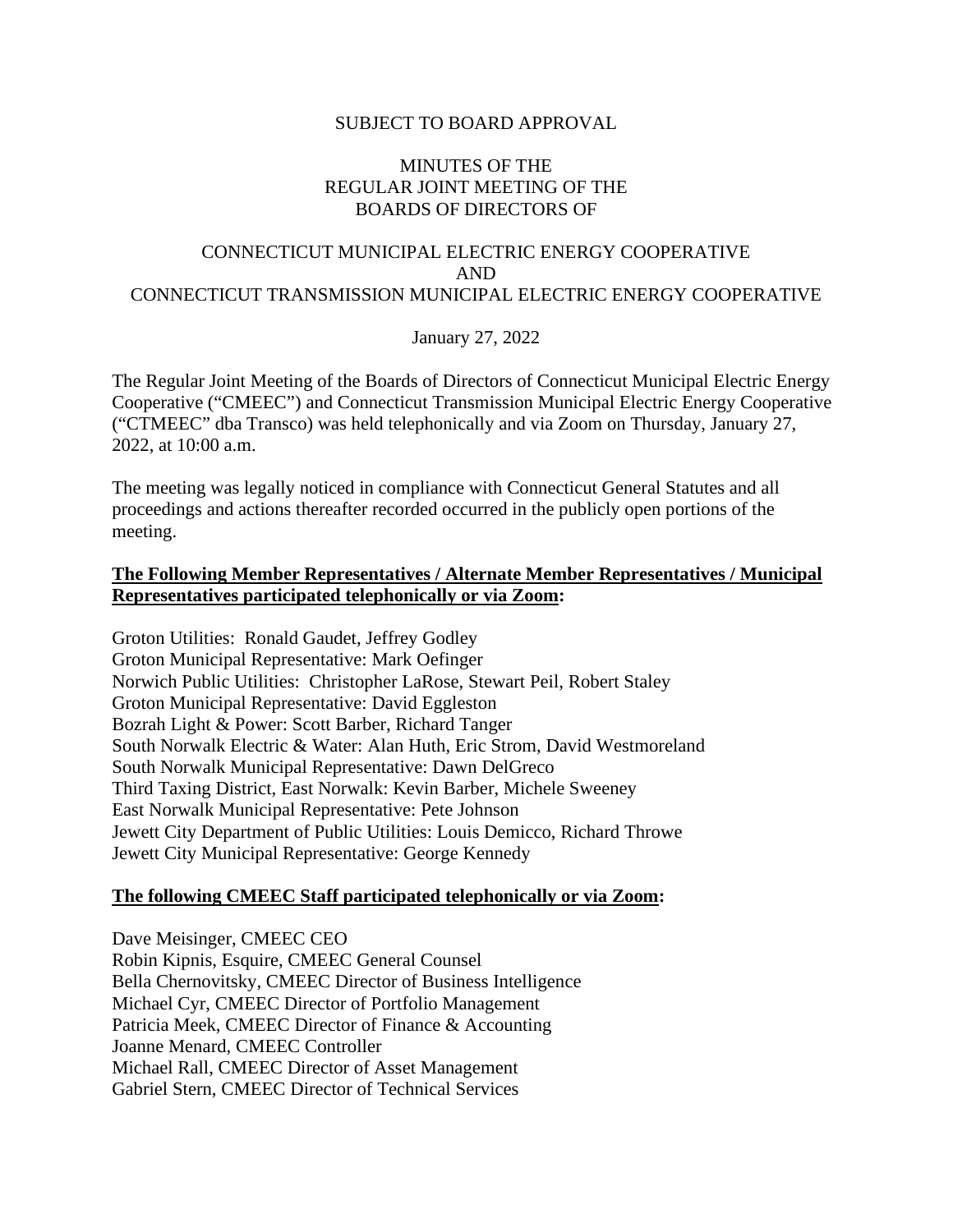SUBJECT TO BOARD APPROVAL

MINUTES OF THE
REGULAR JOINT MEETING OF THE
BOARDS OF DIRECTORS OF

CONNECTICUT MUNICIPAL ELECTRIC ENERGY COOPERATIVE
AND
CONNECTICUT TRANSMISSION MUNICIPAL ELECTRIC ENERGY COOPERATIVE

January 27, 2022

The Regular Joint Meeting of the Boards of Directors of Connecticut Municipal Electric Energy Cooperative ("CMEEC") and Connecticut Transmission Municipal Electric Energy Cooperative ("CTMEEC" dba Transco) was held telephonically and via Zoom on Thursday, January 27, 2022, at 10:00 a.m.

The meeting was legally noticed in compliance with Connecticut General Statutes and all proceedings and actions thereafter recorded occurred in the publicly open portions of the meeting.

**The Following Member Representatives / Alternate Member Representatives / Municipal Representatives participated telephonically or via Zoom:**

Groton Utilities: Ronald Gaudet, Jeffrey Godley
Groton Municipal Representative: Mark Oefinger
Norwich Public Utilities: Christopher LaRose, Stewart Peil, Robert Staley
Groton Municipal Representative: David Eggleston
Bozrah Light & Power: Scott Barber, Richard Tanger
South Norwalk Electric & Water: Alan Huth, Eric Strom, David Westmoreland
South Norwalk Municipal Representative: Dawn DelGreco
Third Taxing District, East Norwalk: Kevin Barber, Michele Sweeney
East Norwalk Municipal Representative: Pete Johnson
Jewett City Department of Public Utilities: Louis Demicco, Richard Throwe
Jewett City Municipal Representative: George Kennedy

**The following CMEEC Staff participated telephonically or via Zoom:**

Dave Meisinger, CMEEC CEO
Robin Kipnis, Esquire, CMEEC General Counsel
Bella Chernovitsky, CMEEC Director of Business Intelligence
Michael Cyr, CMEEC Director of Portfolio Management
Patricia Meek, CMEEC Director of Finance & Accounting
Joanne Menard, CMEEC Controller
Michael Rall, CMEEC Director of Asset Management
Gabriel Stern, CMEEC Director of Technical Services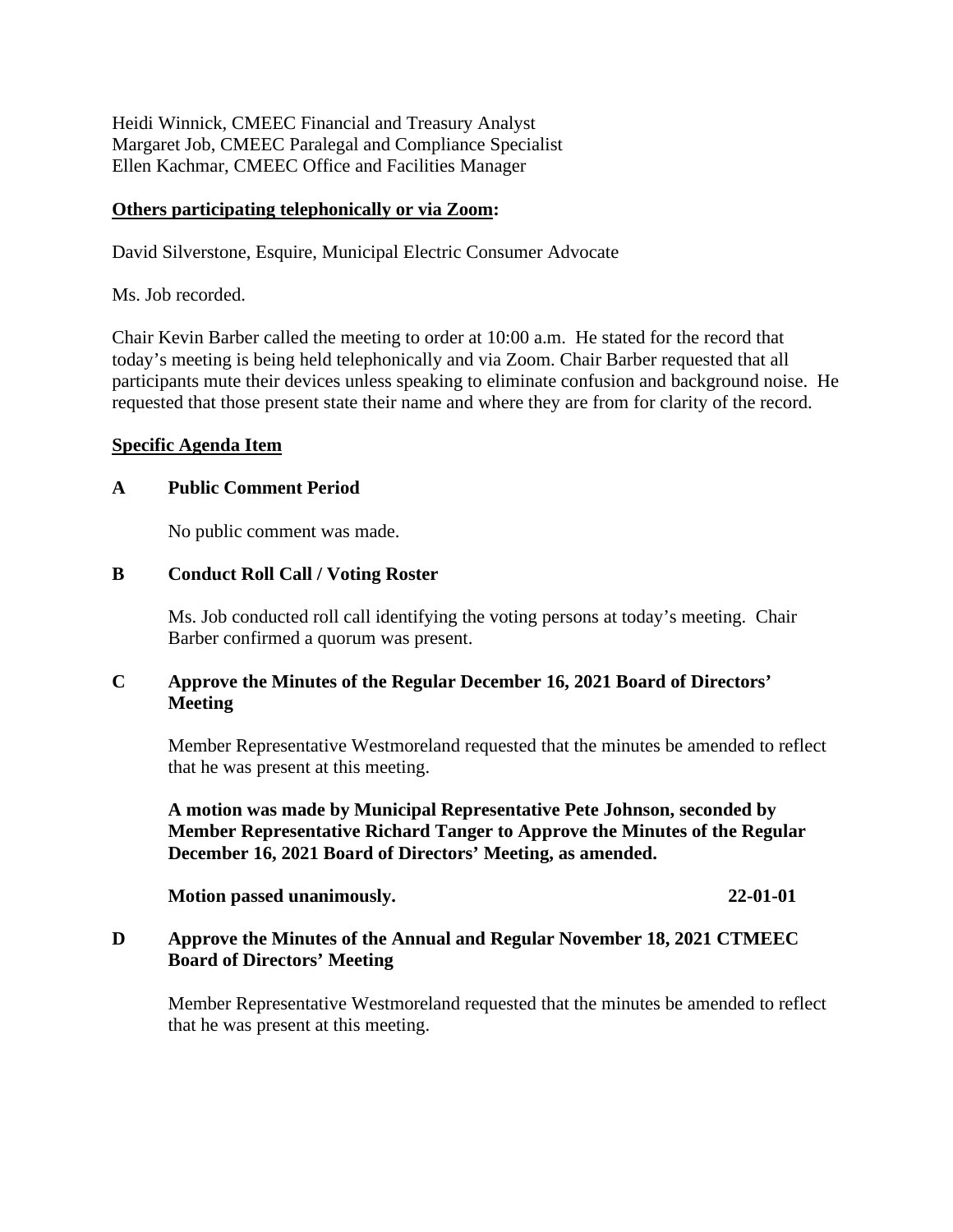Heidi Winnick, CMEEC Financial and Treasury Analyst
Margaret Job, CMEEC Paralegal and Compliance Specialist
Ellen Kachmar, CMEEC Office and Facilities Manager

**Others participating telephonically or via Zoom:**

David Silverstone, Esquire, Municipal Electric Consumer Advocate

Ms. Job recorded.

Chair Kevin Barber called the meeting to order at 10:00 a.m. He stated for the record that today's meeting is being held telephonically and via Zoom. Chair Barber requested that all participants mute their devices unless speaking to eliminate confusion and background noise. He requested that those present state their name and where they are from for clarity of the record.

**Specific Agenda Item**

**A Public Comment Period**

No public comment was made.

**B Conduct Roll Call / Voting Roster**

Ms. Job conducted roll call identifying the voting persons at today's meeting. Chair Barber confirmed a quorum was present.

**C Approve the Minutes of the Regular December 16, 2021 Board of Directors' Meeting**

Member Representative Westmoreland requested that the minutes be amended to reflect that he was present at this meeting.

**A motion was made by Municipal Representative Pete Johnson, seconded by Member Representative Richard Tanger to Approve the Minutes of the Regular December 16, 2021 Board of Directors' Meeting, as amended.**

**Motion passed unanimously. 22-01-01**

**D Approve the Minutes of the Annual and Regular November 18, 2021 CTMEEC Board of Directors' Meeting**

Member Representative Westmoreland requested that the minutes be amended to reflect that he was present at this meeting.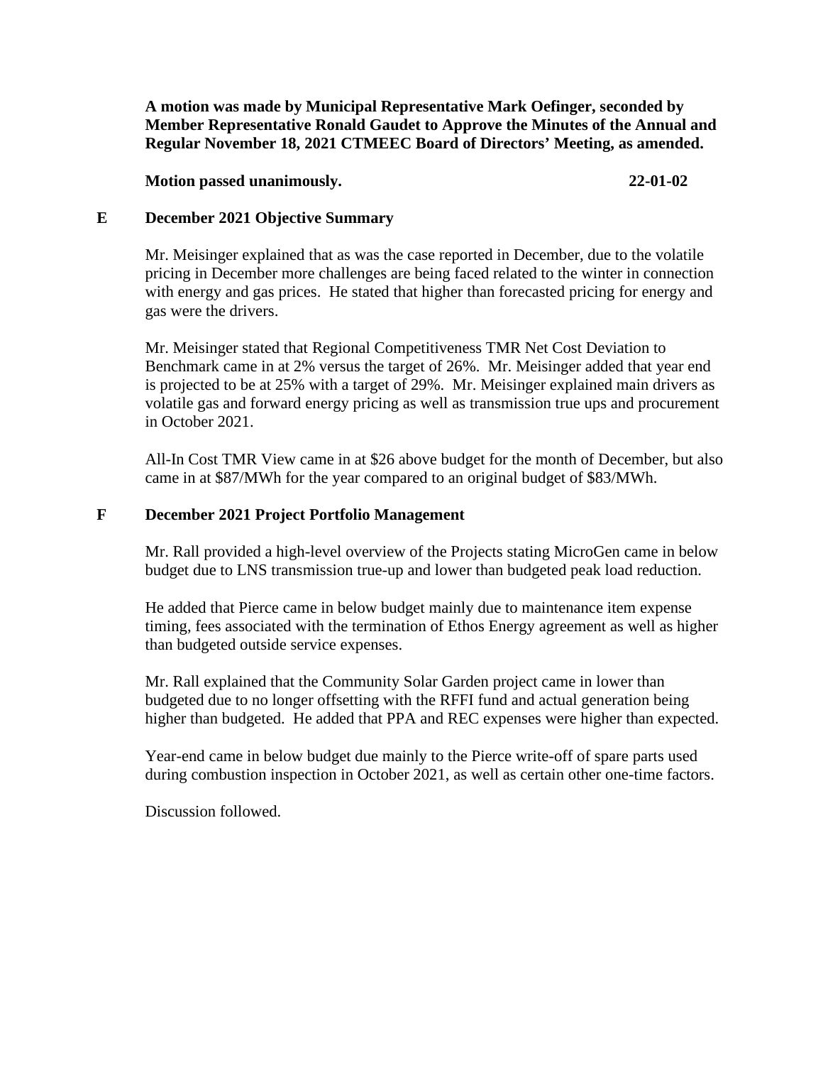**A motion was made by Municipal Representative Mark Oefinger, seconded by Member Representative Ronald Gaudet to Approve the Minutes of the Annual and Regular November 18, 2021 CTMEEC Board of Directors' Meeting, as amended.**

**Motion passed unanimously.** **22-01-02**

## E December 2021 Objective Summary

Mr. Meisinger explained that as was the case reported in December, due to the volatile pricing in December more challenges are being faced related to the winter in connection with energy and gas prices. He stated that higher than forecasted pricing for energy and gas were the drivers.

Mr. Meisinger stated that Regional Competitiveness TMR Net Cost Deviation to Benchmark came in at 2% versus the target of 26%. Mr. Meisinger added that year end is projected to be at 25% with a target of 29%. Mr. Meisinger explained main drivers as volatile gas and forward energy pricing as well as transmission true ups and procurement in October 2021.

All-In Cost TMR View came in at $26 above budget for the month of December, but also came in at $87/MWh for the year compared to an original budget of $83/MWh.

## F December 2021 Project Portfolio Management

Mr. Rall provided a high-level overview of the Projects stating MicroGen came in below budget due to LNS transmission true-up and lower than budgeted peak load reduction.

He added that Pierce came in below budget mainly due to maintenance item expense timing, fees associated with the termination of Ethos Energy agreement as well as higher than budgeted outside service expenses.

Mr. Rall explained that the Community Solar Garden project came in lower than budgeted due to no longer offsetting with the RFFI fund and actual generation being higher than budgeted. He added that PPA and REC expenses were higher than expected.

Year-end came in below budget due mainly to the Pierce write-off of spare parts used during combustion inspection in October 2021, as well as certain other one-time factors.

Discussion followed.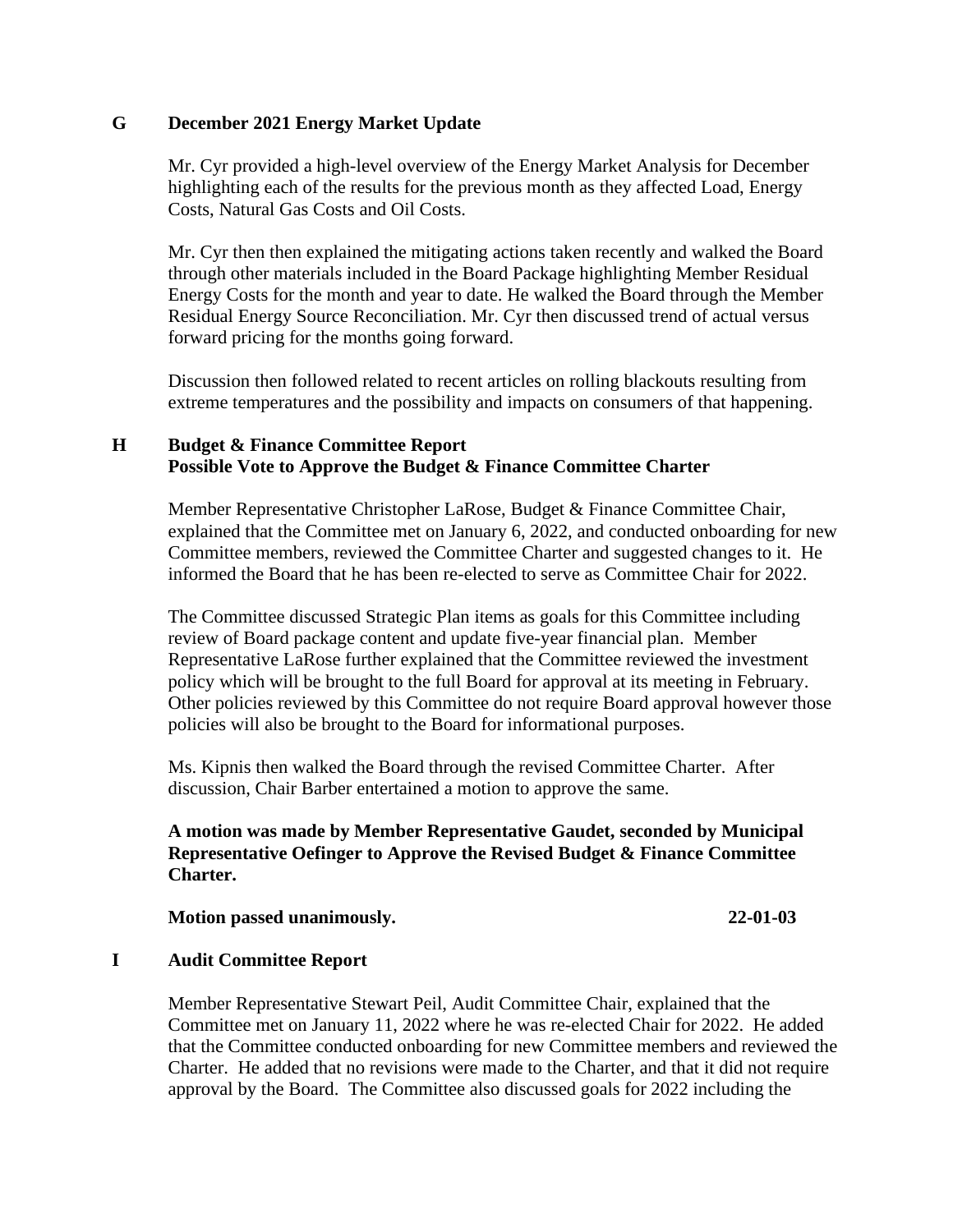## G December 2021 Energy Market Update

Mr. Cyr provided a high-level overview of the Energy Market Analysis for December highlighting each of the results for the previous month as they affected Load, Energy Costs, Natural Gas Costs and Oil Costs.

Mr. Cyr then then explained the mitigating actions taken recently and walked the Board through other materials included in the Board Package highlighting Member Residual Energy Costs for the month and year to date. He walked the Board through the Member Residual Energy Source Reconciliation. Mr. Cyr then discussed trend of actual versus forward pricing for the months going forward.

Discussion then followed related to recent articles on rolling blackouts resulting from extreme temperatures and the possibility and impacts on consumers of that happening.

## H Budget & Finance Committee Report
## Possible Vote to Approve the Budget & Finance Committee Charter

Member Representative Christopher LaRose, Budget & Finance Committee Chair, explained that the Committee met on January 6, 2022, and conducted onboarding for new Committee members, reviewed the Committee Charter and suggested changes to it. He informed the Board that he has been re-elected to serve as Committee Chair for 2022.

The Committee discussed Strategic Plan items as goals for this Committee including review of Board package content and update five-year financial plan. Member Representative LaRose further explained that the Committee reviewed the investment policy which will be brought to the full Board for approval at its meeting in February. Other policies reviewed by this Committee do not require Board approval however those policies will also be brought to the Board for informational purposes.

Ms. Kipnis then walked the Board through the revised Committee Charter. After discussion, Chair Barber entertained a motion to approve the same.

**A motion was made by Member Representative Gaudet, seconded by Municipal Representative Oefinger to Approve the Revised Budget & Finance Committee Charter.**

**Motion passed unanimously. 22-01-03**

## I Audit Committee Report

Member Representative Stewart Peil, Audit Committee Chair, explained that the Committee met on January 11, 2022 where he was re-elected Chair for 2022. He added that the Committee conducted onboarding for new Committee members and reviewed the Charter. He added that no revisions were made to the Charter, and that it did not require approval by the Board. The Committee also discussed goals for 2022 including the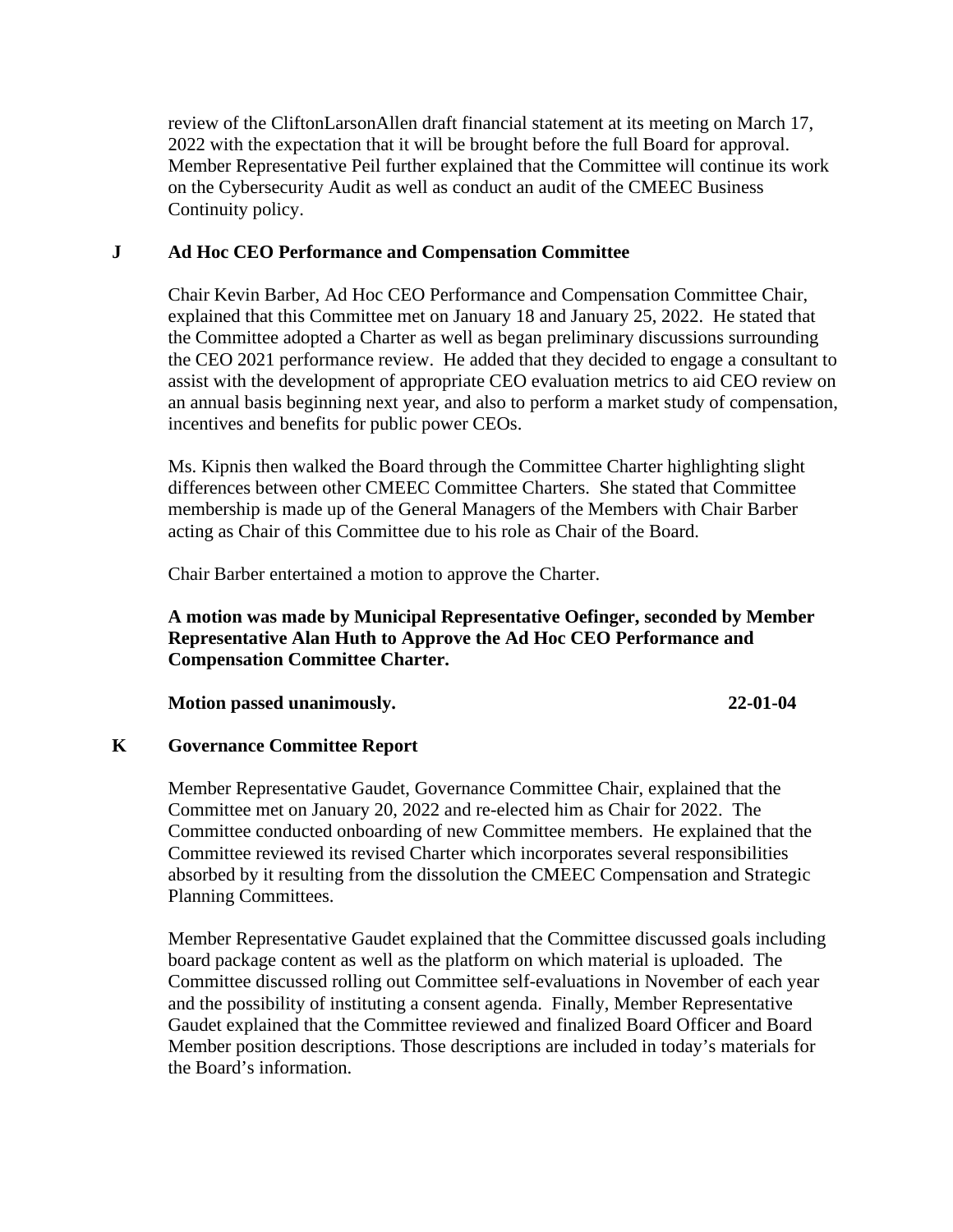review of the CliftonLarsonAllen draft financial statement at its meeting on March 17, 2022 with the expectation that it will be brought before the full Board for approval. Member Representative Peil further explained that the Committee will continue its work on the Cybersecurity Audit as well as conduct an audit of the CMEEC Business Continuity policy.

**J Ad Hoc CEO Performance and Compensation Committee**

Chair Kevin Barber, Ad Hoc CEO Performance and Compensation Committee Chair, explained that this Committee met on January 18 and January 25, 2022. He stated that the Committee adopted a Charter as well as began preliminary discussions surrounding the CEO 2021 performance review. He added that they decided to engage a consultant to assist with the development of appropriate CEO evaluation metrics to aid CEO review on an annual basis beginning next year, and also to perform a market study of compensation, incentives and benefits for public power CEOs.

Ms. Kipnis then walked the Board through the Committee Charter highlighting slight differences between other CMEEC Committee Charters. She stated that Committee membership is made up of the General Managers of the Members with Chair Barber acting as Chair of this Committee due to his role as Chair of the Board.

Chair Barber entertained a motion to approve the Charter.

**A motion was made by Municipal Representative Oefinger, seconded by Member Representative Alan Huth to Approve the Ad Hoc CEO Performance and Compensation Committee Charter.**

**Motion passed unanimously. 22-01-04**

**K Governance Committee Report**

Member Representative Gaudet, Governance Committee Chair, explained that the Committee met on January 20, 2022 and re-elected him as Chair for 2022. The Committee conducted onboarding of new Committee members. He explained that the Committee reviewed its revised Charter which incorporates several responsibilities absorbed by it resulting from the dissolution the CMEEC Compensation and Strategic Planning Committees.

Member Representative Gaudet explained that the Committee discussed goals including board package content as well as the platform on which material is uploaded. The Committee discussed rolling out Committee self-evaluations in November of each year and the possibility of instituting a consent agenda. Finally, Member Representative Gaudet explained that the Committee reviewed and finalized Board Officer and Board Member position descriptions. Those descriptions are included in today's materials for the Board's information.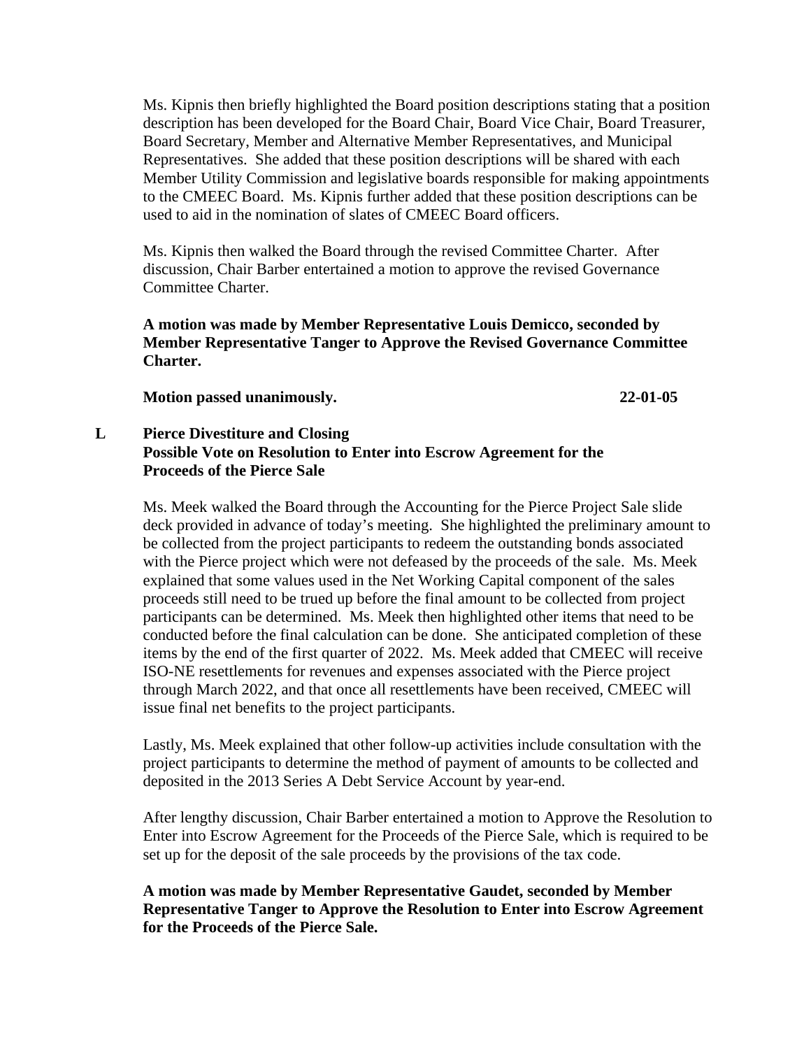Ms. Kipnis then briefly highlighted the Board position descriptions stating that a position description has been developed for the Board Chair, Board Vice Chair, Board Treasurer, Board Secretary, Member and Alternative Member Representatives, and Municipal Representatives. She added that these position descriptions will be shared with each Member Utility Commission and legislative boards responsible for making appointments to the CMEEC Board. Ms. Kipnis further added that these position descriptions can be used to aid in the nomination of slates of CMEEC Board officers.

Ms. Kipnis then walked the Board through the revised Committee Charter. After discussion, Chair Barber entertained a motion to approve the revised Governance Committee Charter.

**A motion was made by Member Representative Louis Demicco, seconded by Member Representative Tanger to Approve the Revised Governance Committee Charter.**

**Motion passed unanimously. 22-01-05**

**L Pierce Divestiture and Closing**
**Possible Vote on Resolution to Enter into Escrow Agreement for the Proceeds of the Pierce Sale**

Ms. Meek walked the Board through the Accounting for the Pierce Project Sale slide deck provided in advance of today's meeting. She highlighted the preliminary amount to be collected from the project participants to redeem the outstanding bonds associated with the Pierce project which were not defeased by the proceeds of the sale. Ms. Meek explained that some values used in the Net Working Capital component of the sales proceeds still need to be trued up before the final amount to be collected from project participants can be determined. Ms. Meek then highlighted other items that need to be conducted before the final calculation can be done. She anticipated completion of these items by the end of the first quarter of 2022. Ms. Meek added that CMEEC will receive ISO-NE resettlements for revenues and expenses associated with the Pierce project through March 2022, and that once all resettlements have been received, CMEEC will issue final net benefits to the project participants.

Lastly, Ms. Meek explained that other follow-up activities include consultation with the project participants to determine the method of payment of amounts to be collected and deposited in the 2013 Series A Debt Service Account by year-end.

After lengthy discussion, Chair Barber entertained a motion to Approve the Resolution to Enter into Escrow Agreement for the Proceeds of the Pierce Sale, which is required to be set up for the deposit of the sale proceeds by the provisions of the tax code.

**A motion was made by Member Representative Gaudet, seconded by Member Representative Tanger to Approve the Resolution to Enter into Escrow Agreement for the Proceeds of the Pierce Sale.**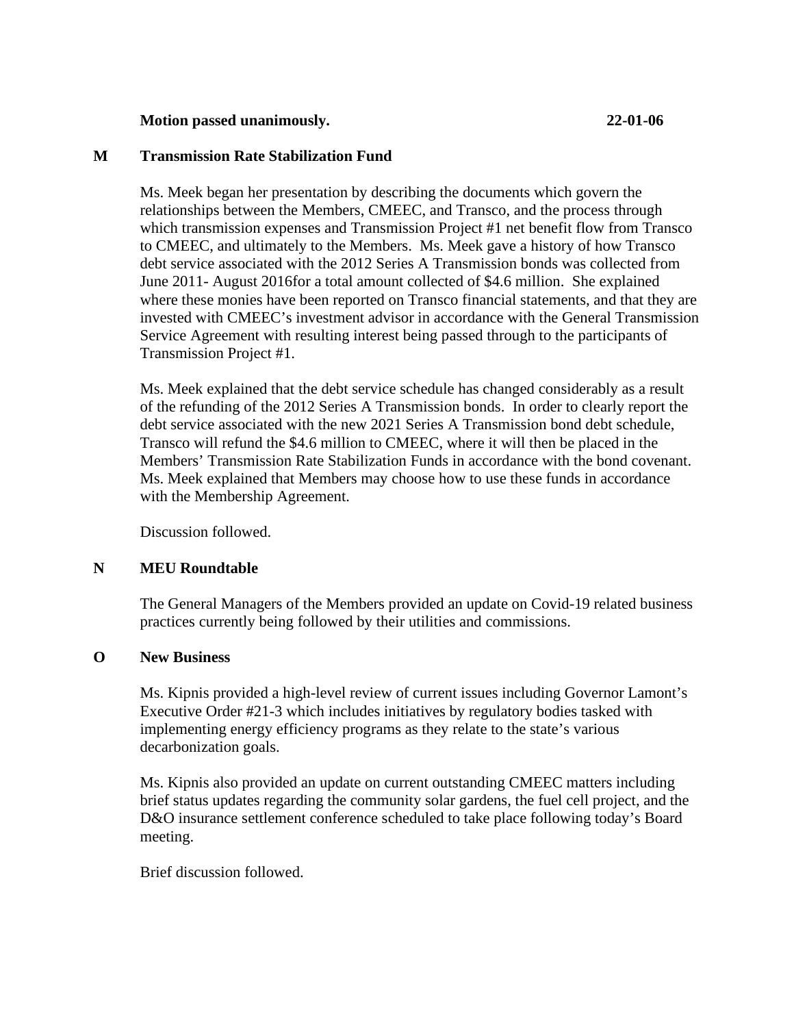**Motion passed unanimously.** **22-01-06**

**M Transmission Rate Stabilization Fund**

Ms. Meek began her presentation by describing the documents which govern the relationships between the Members, CMEEC, and Transco, and the process through which transmission expenses and Transmission Project #1 net benefit flow from Transco to CMEEC, and ultimately to the Members. Ms. Meek gave a history of how Transco debt service associated with the 2012 Series A Transmission bonds was collected from June 2011- August 2016for a total amount collected of $4.6 million. She explained where these monies have been reported on Transco financial statements, and that they are invested with CMEEC's investment advisor in accordance with the General Transmission Service Agreement with resulting interest being passed through to the participants of Transmission Project #1.

Ms. Meek explained that the debt service schedule has changed considerably as a result of the refunding of the 2012 Series A Transmission bonds. In order to clearly report the debt service associated with the new 2021 Series A Transmission bond debt schedule, Transco will refund the $4.6 million to CMEEC, where it will then be placed in the Members' Transmission Rate Stabilization Funds in accordance with the bond covenant. Ms. Meek explained that Members may choose how to use these funds in accordance with the Membership Agreement.

Discussion followed.

**N MEU Roundtable**

The General Managers of the Members provided an update on Covid-19 related business practices currently being followed by their utilities and commissions.

**O New Business**

Ms. Kipnis provided a high-level review of current issues including Governor Lamont's Executive Order #21-3 which includes initiatives by regulatory bodies tasked with implementing energy efficiency programs as they relate to the state's various decarbonization goals.

Ms. Kipnis also provided an update on current outstanding CMEEC matters including brief status updates regarding the community solar gardens, the fuel cell project, and the D&O insurance settlement conference scheduled to take place following today's Board meeting.

Brief discussion followed.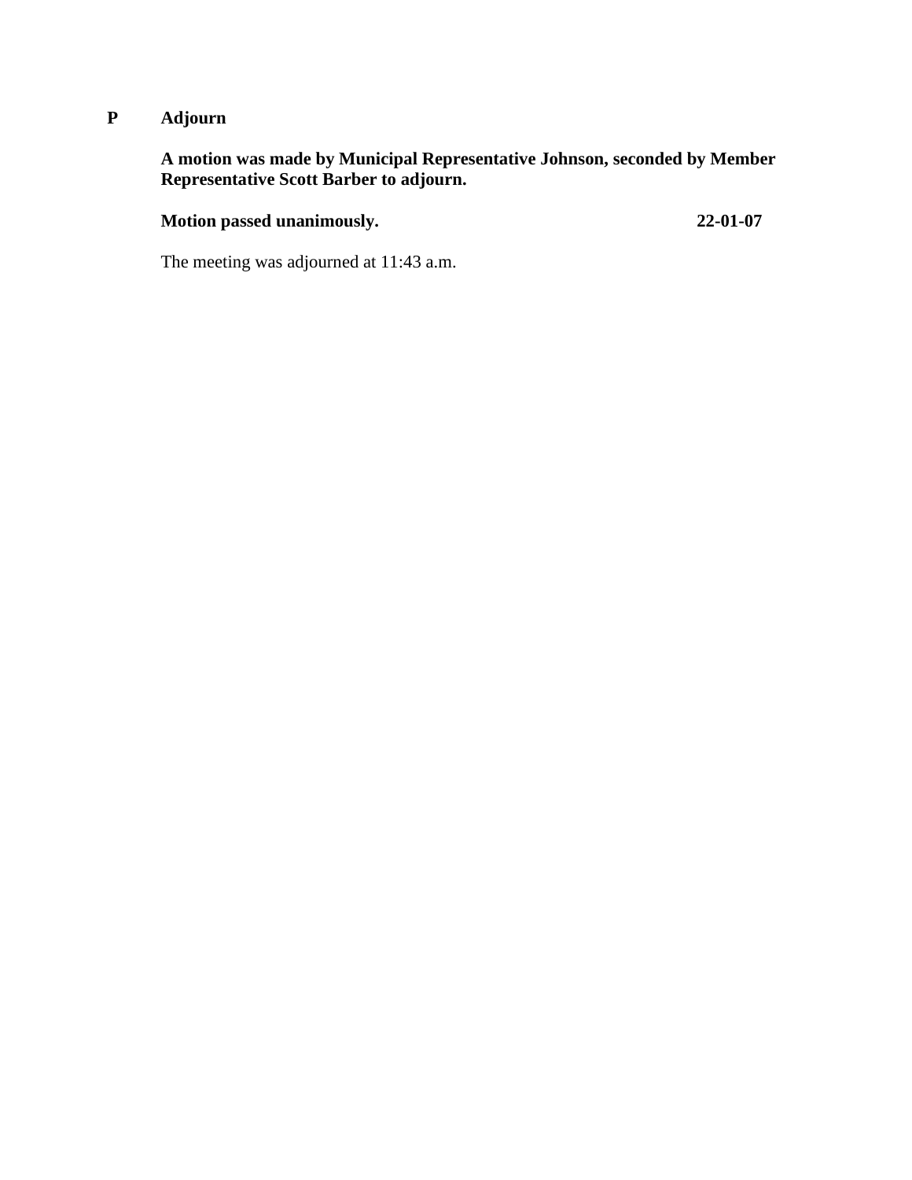**P Adjourn**

**A motion was made by Municipal Representative Johnson, seconded by Member Representative Scott Barber to adjourn.**

**Motion passed unanimously. 22-01-07**

The meeting was adjourned at 11:43 a.m.